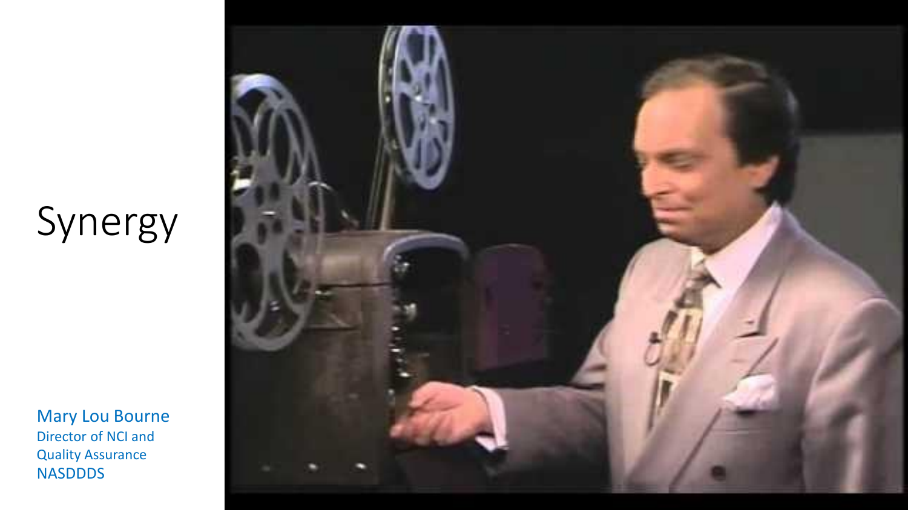# Synergy

Mary Lou Bourne
Director of NCI and Quality Assurance
NASDDDS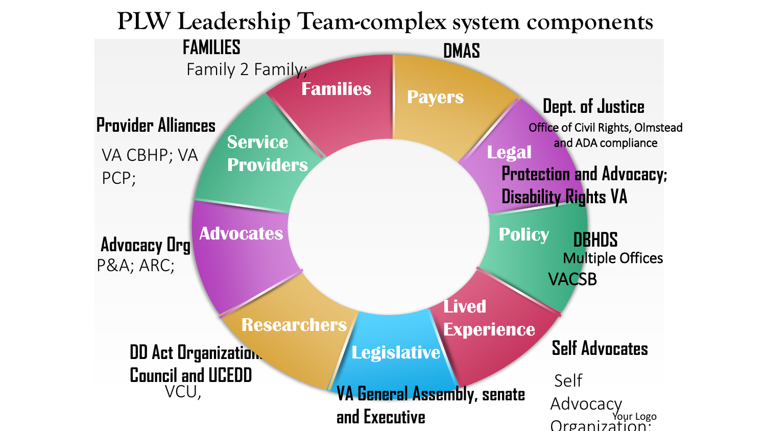# PLW Leadership Team-complex system components

**FAMILIES**
Family 2 Family;

**DMAS**

**Dept. of Justice**
Office of Civil Rights, Olmstead and ADA compliance

**Protection and Advocacy; Disability Rights VA**

**Provider Alliances**
VA CBHP; VA PCP;

**Advocacy Org**
P&A; ARC;

**DBHDS**
Multiple Offices
VACSB

**DD Act Organizations Council and UCEDD**
VCU,

**Self Advocates**
Self Advocacy Organization;

**VA General Assembly, senate and Executive**

Families
Payers
Legal
Policy
Lived Experience
Legislative
Researchers
Advocates
Service Providers

Your Logo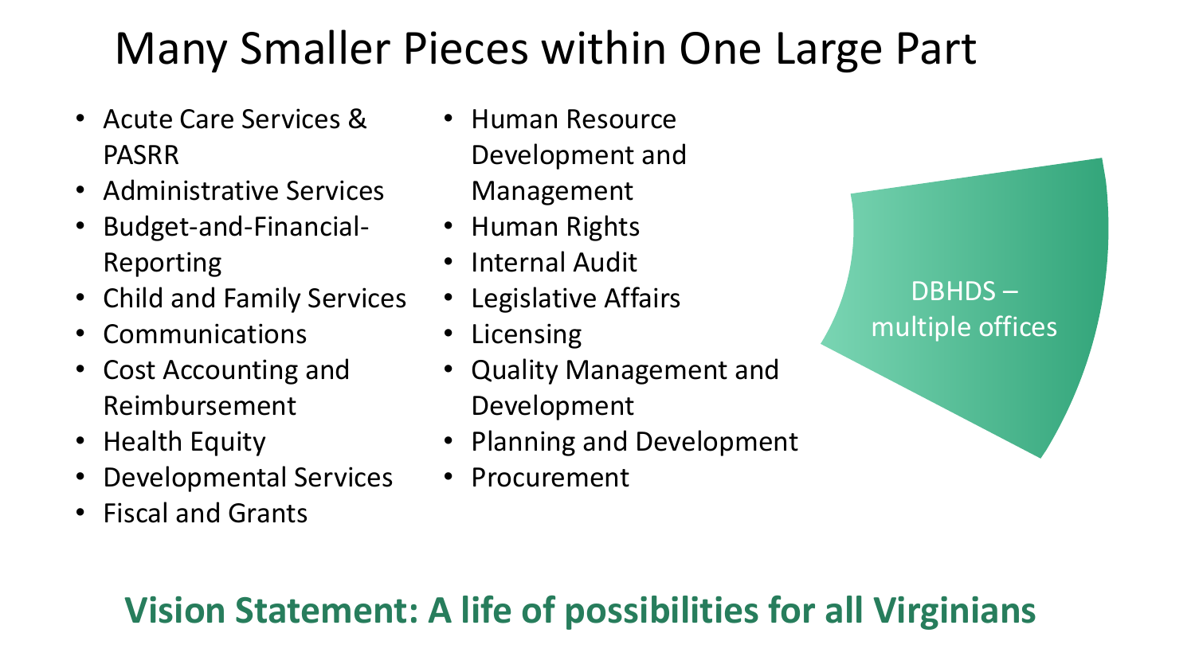# Many Smaller Pieces within One Large Part

- Acute Care Services & PASRR
- Administrative Services
- Budget-and-Financial-Reporting
- Child and Family Services
- Communications
- Cost Accounting and Reimbursement
- Health Equity
- Developmental Services
- Fiscal and Grants
- Human Resource Development and Management
- Human Rights
- Internal Audit
- Legislative Affairs
- Licensing
- Quality Management and Development
- Planning and Development
- Procurement

DBHDS – multiple offices

**Vision Statement: A life of possibilities for all Virginians**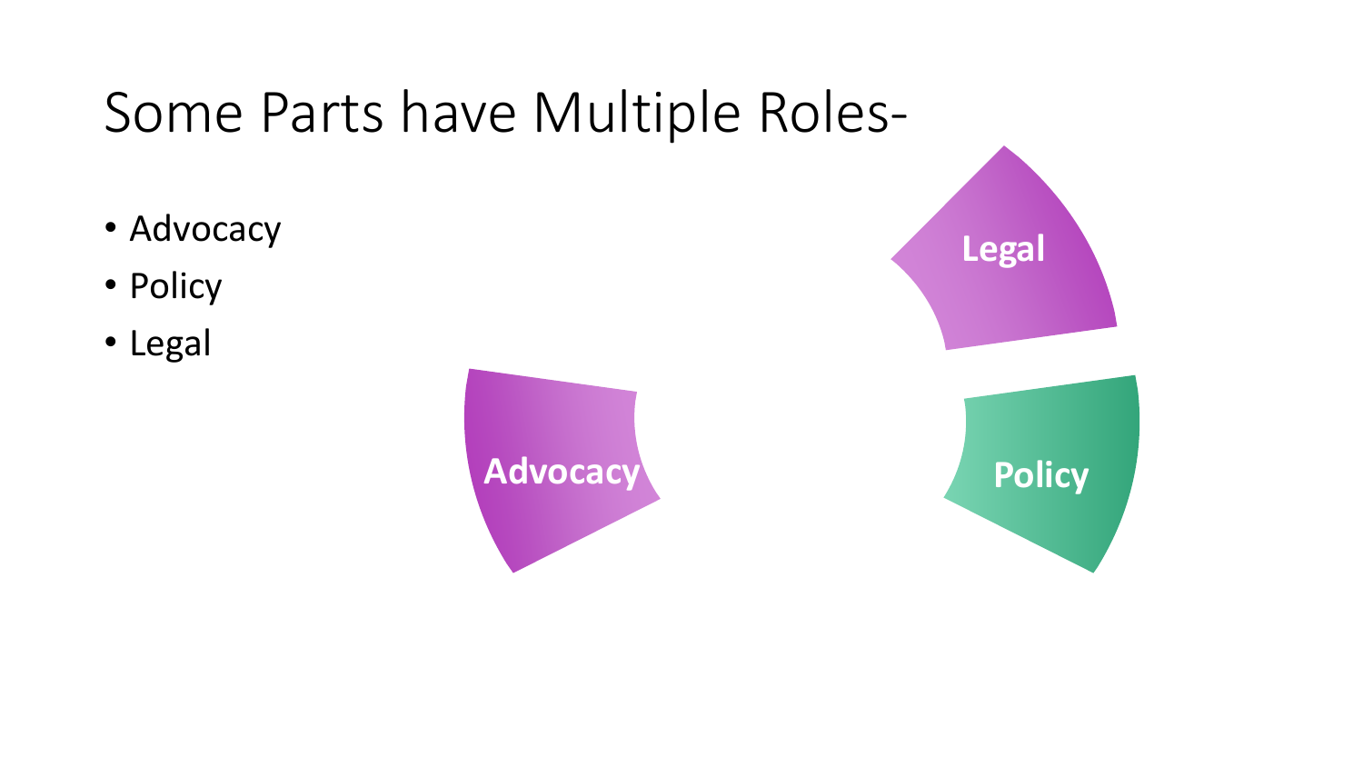# Some Parts have Multiple Roles-

- Advocacy
- Policy
- Legal

Legal

Advocacy

Policy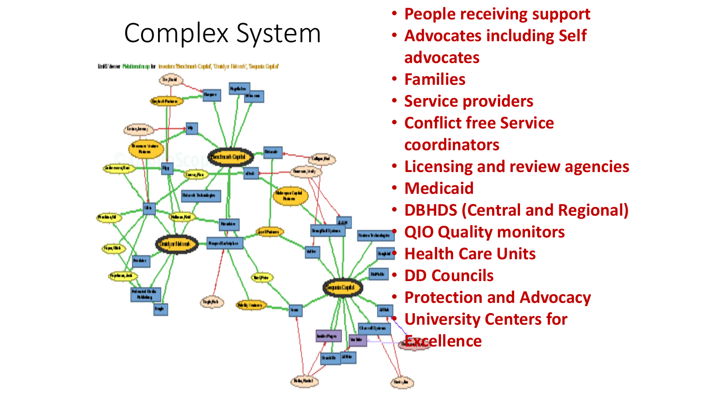# Complex System

- People receiving support
- Advocates including Self advocates
- Families
- Service providers
- Conflict free Service coordinators
- Licensing and review agencies
- Medicaid
- DBHDS (Central and Regional)
- QIO Quality monitors
- Health Care Units
- DD Councils
- Protection and Advocacy
- University Centers for Excellence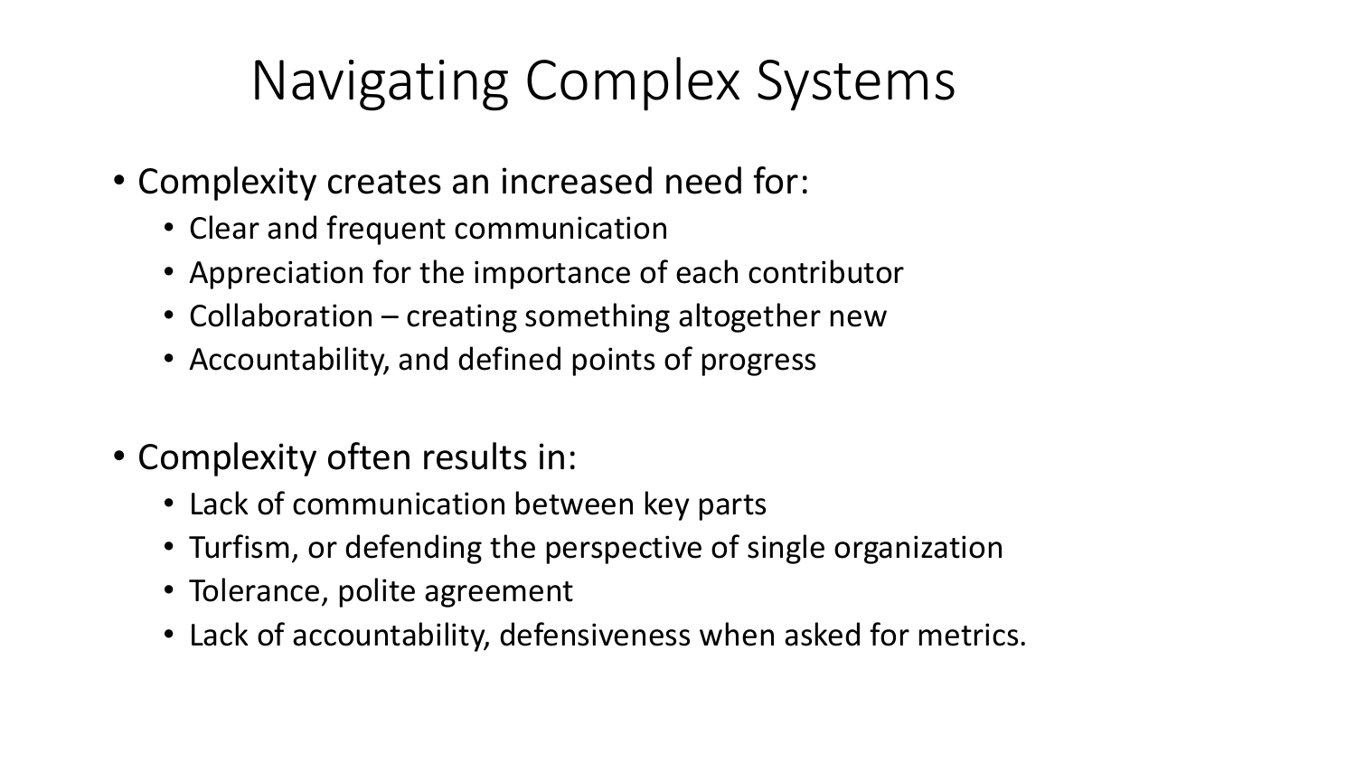# Navigating Complex Systems

- Complexity creates an increased need for:
  - Clear and frequent communication
  - Appreciation for the importance of each contributor
  - Collaboration – creating something altogether new
  - Accountability, and defined points of progress

- Complexity often results in:
  - Lack of communication between key parts
  - Turfism, or defending the perspective of single organization
  - Tolerance, polite agreement
  - Lack of accountability, defensiveness when asked for metrics.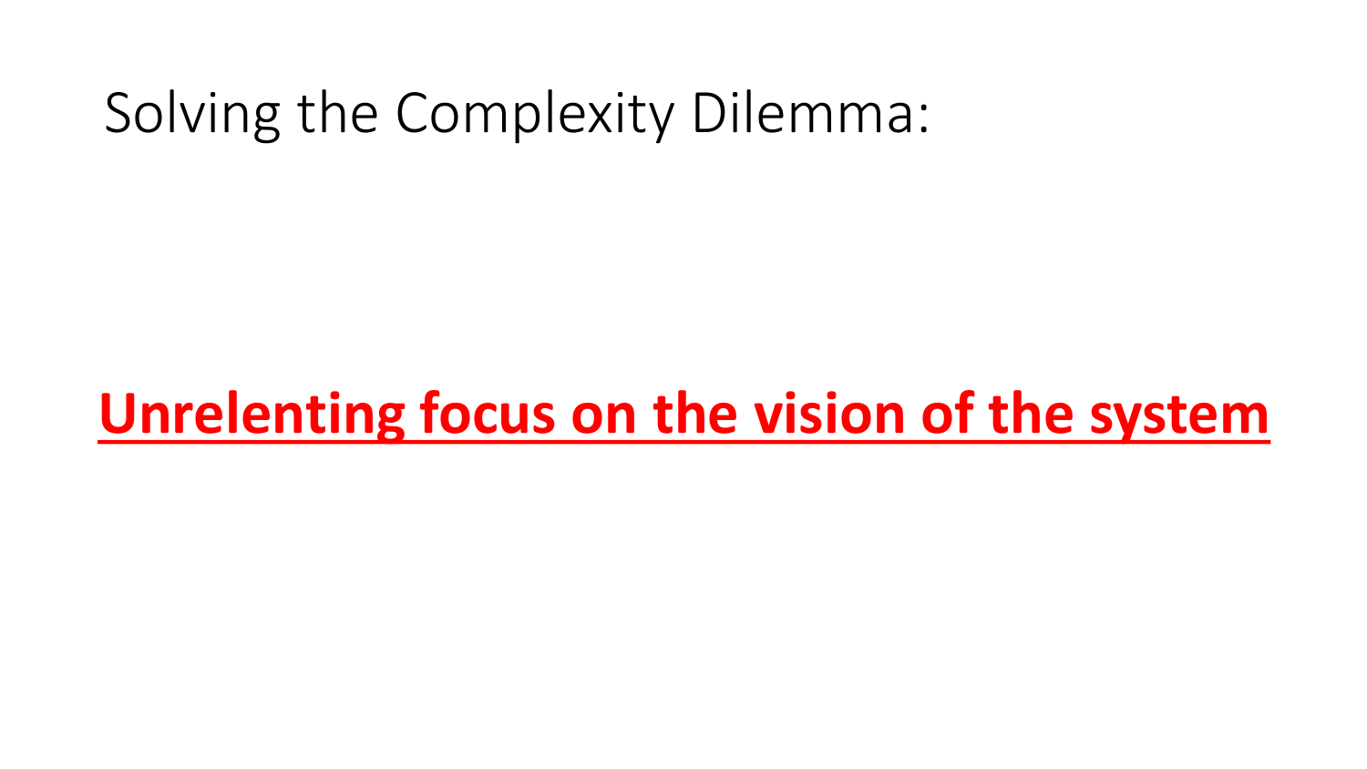# Solving the Complexity Dilemma:

**Unrelenting focus on the vision of the system**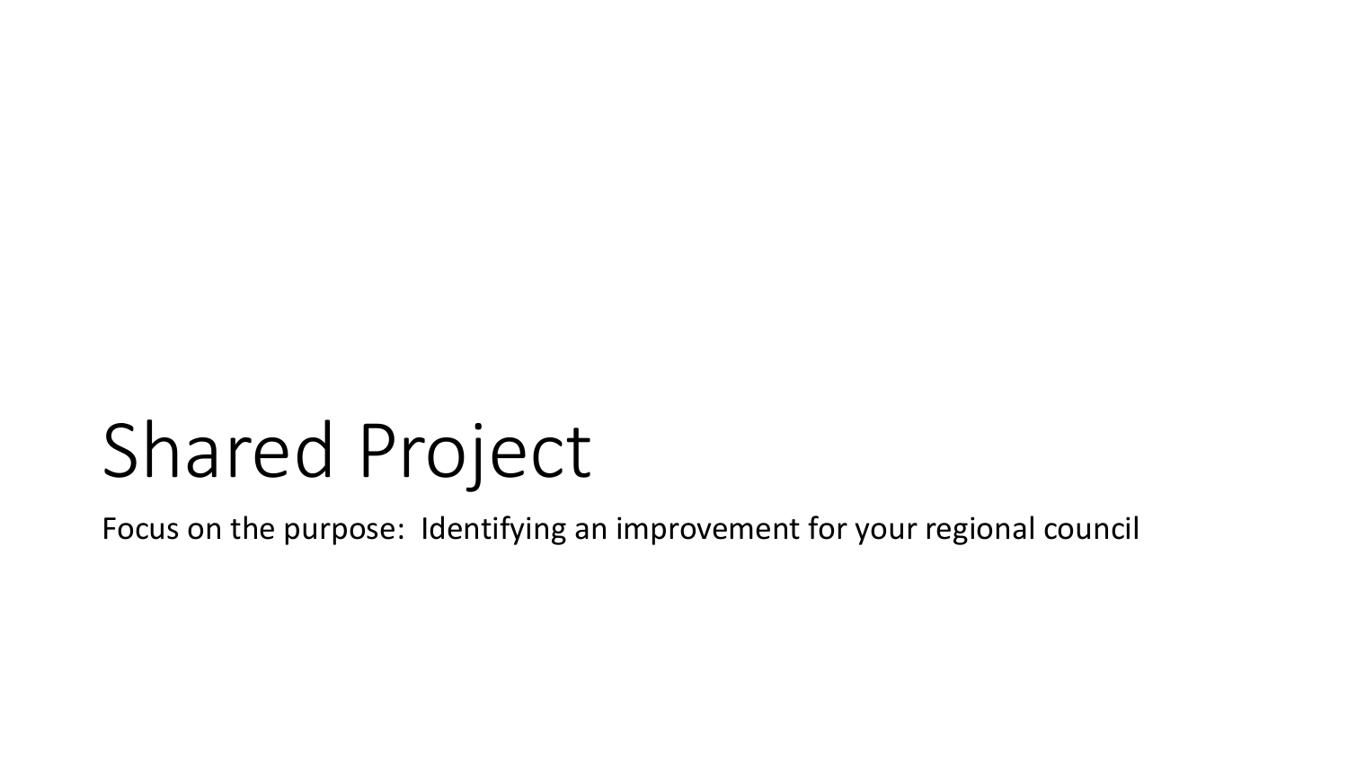# Shared Project

Focus on the purpose:  Identifying an improvement for your regional council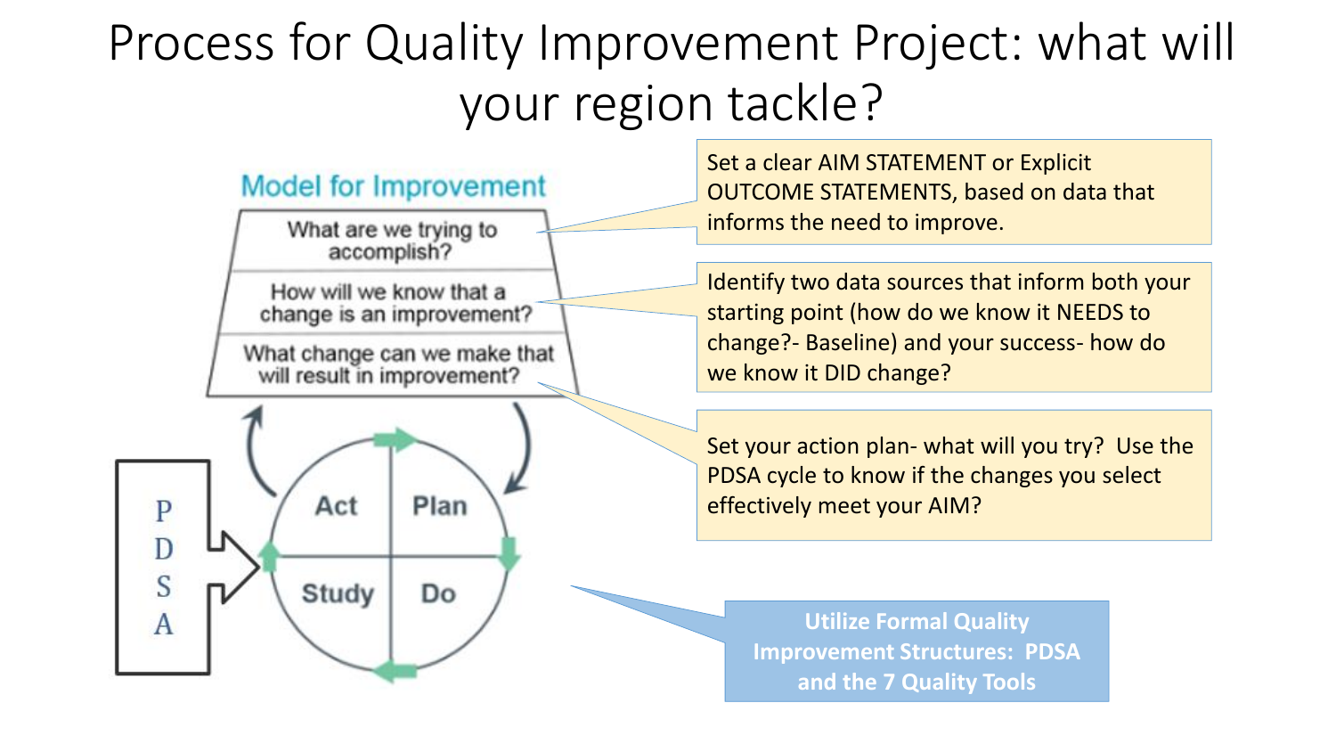# Process for Quality Improvement Project: what will your region tackle?

Model for Improvement

What are we trying to accomplish?

How will we know that a change is an improvement?

What change can we make that will result in improvement?

PDSA

Act

Plan

Study

Do

Set a clear AIM STATEMENT or Explicit OUTCOME STATEMENTS, based on data that informs the need to improve.

Identify two data sources that inform both your starting point (how do we know it NEEDS to change?- Baseline) and your success- how do we know it DID change?

Set your action plan- what will you try? Use the PDSA cycle to know if the changes you select effectively meet your AIM?

**Utilize Formal Quality Improvement Structures: PDSA and the 7 Quality Tools**